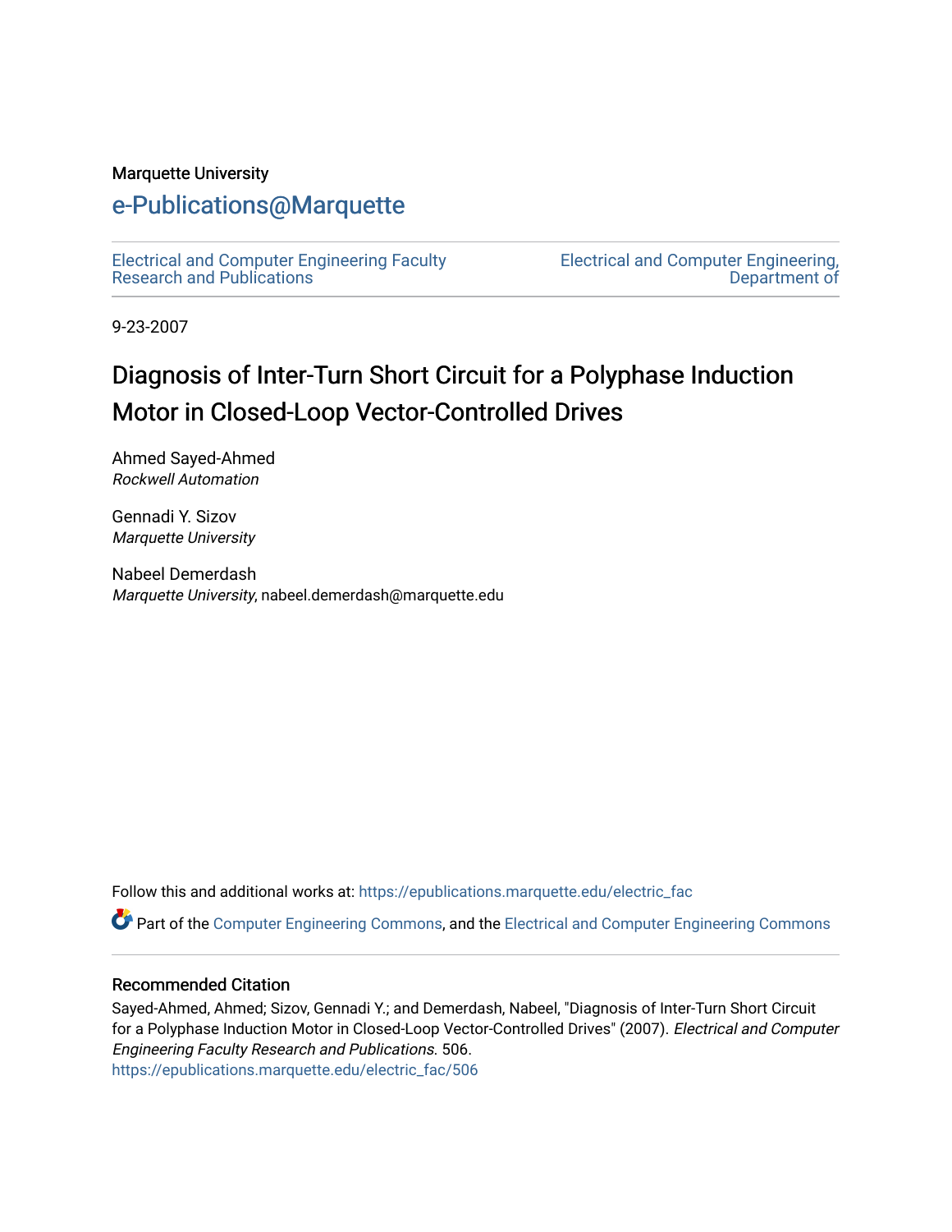Marquette University

# e-Publications@Marquette

Electrical and Computer Engineering Faculty Research and Publications

Electrical and Computer Engineering, Department of

9-23-2007

# Diagnosis of Inter-Turn Short Circuit for a Polyphase Induction Motor in Closed-Loop Vector-Controlled Drives

Ahmed Sayed-Ahmed
*Rockwell Automation*

Gennadi Y. Sizov
*Marquette University*

Nabeel Demerdash
*Marquette University*, nabeel.demerdash@marquette.edu

Follow this and additional works at: https://epublications.marquette.edu/electric_fac

Part of the Computer Engineering Commons, and the Electrical and Computer Engineering Commons

## Recommended Citation

Sayed-Ahmed, Ahmed; Sizov, Gennadi Y.; and Demerdash, Nabeel, "Diagnosis of Inter-Turn Short Circuit for a Polyphase Induction Motor in Closed-Loop Vector-Controlled Drives" (2007). *Electrical and Computer Engineering Faculty Research and Publications*. 506.
https://epublications.marquette.edu/electric_fac/506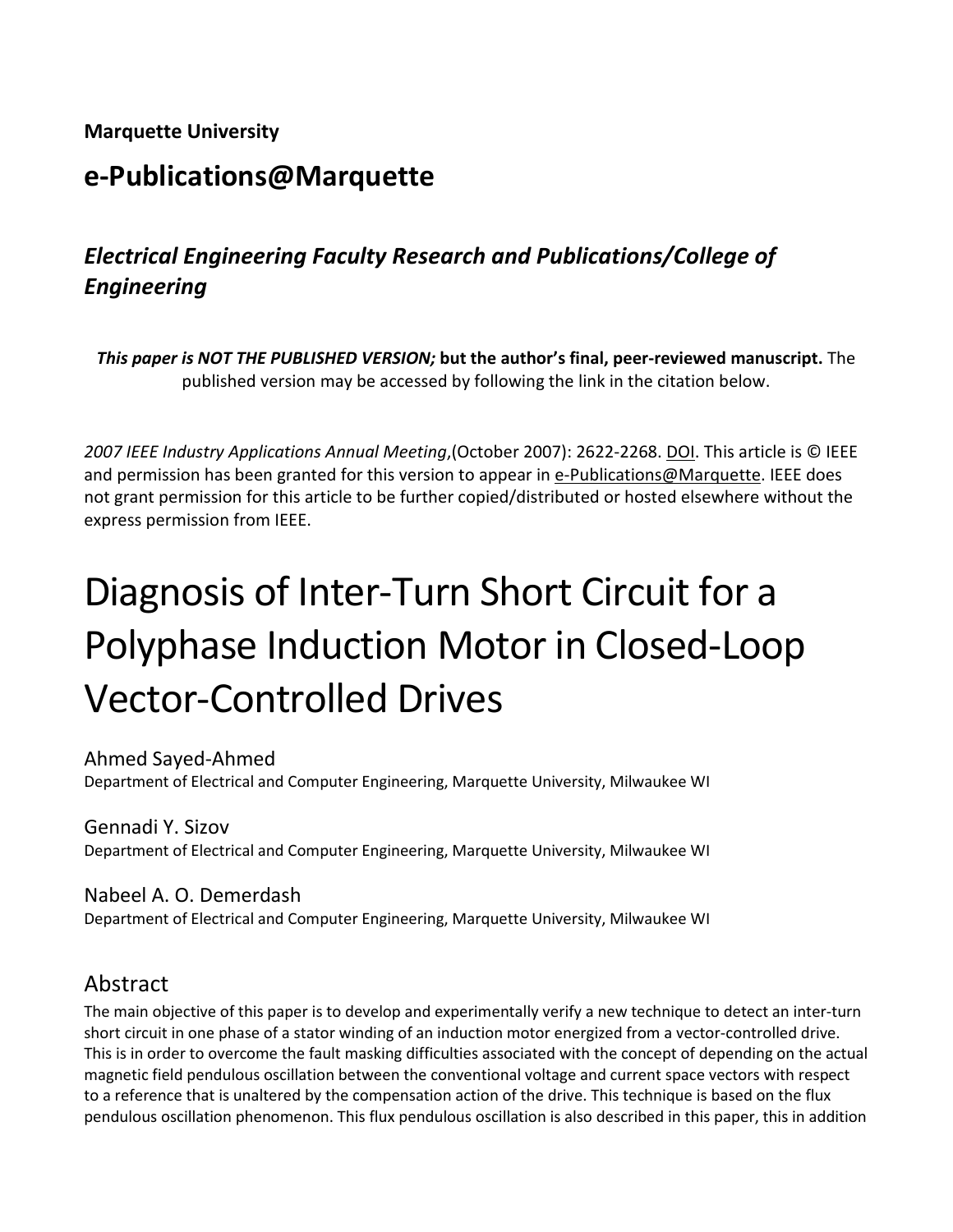**Marquette University**

## e-Publications@Marquette

### *Electrical Engineering Faculty Research and Publications/College of Engineering*

***This paper is NOT THE PUBLISHED VERSION;* but the author's final, peer-reviewed manuscript.** The published version may be accessed by following the link in the citation below.

*2007 IEEE Industry Applications Annual Meeting*,(October 2007): 2622-2268. DOI. This article is © IEEE and permission has been granted for this version to appear in e-Publications@Marquette. IEEE does not grant permission for this article to be further copied/distributed or hosted elsewhere without the express permission from IEEE.

# Diagnosis of Inter-Turn Short Circuit for a Polyphase Induction Motor in Closed-Loop Vector-Controlled Drives

Ahmed Sayed-Ahmed
Department of Electrical and Computer Engineering, Marquette University, Milwaukee WI

Gennadi Y. Sizov
Department of Electrical and Computer Engineering, Marquette University, Milwaukee WI

Nabeel A. O. Demerdash
Department of Electrical and Computer Engineering, Marquette University, Milwaukee WI

## Abstract

The main objective of this paper is to develop and experimentally verify a new technique to detect an inter-turn short circuit in one phase of a stator winding of an induction motor energized from a vector-controlled drive. This is in order to overcome the fault masking difficulties associated with the concept of depending on the actual magnetic field pendulous oscillation between the conventional voltage and current space vectors with respect to a reference that is unaltered by the compensation action of the drive. This technique is based on the flux pendulous oscillation phenomenon. This flux pendulous oscillation is also described in this paper, this in addition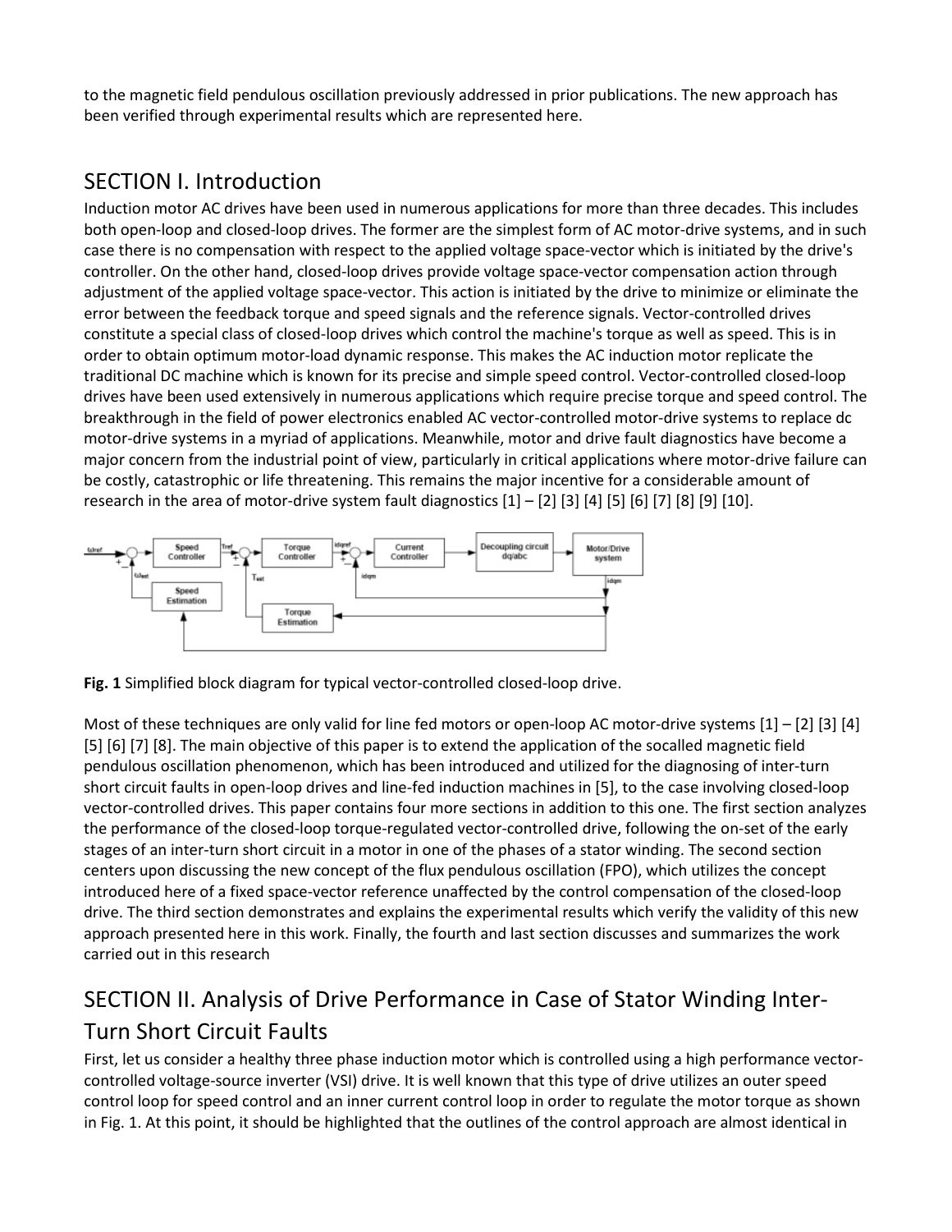to the magnetic field pendulous oscillation previously addressed in prior publications. The new approach has been verified through experimental results which are represented here.

## SECTION I. Introduction

Induction motor AC drives have been used in numerous applications for more than three decades. This includes both open-loop and closed-loop drives. The former are the simplest form of AC motor-drive systems, and in such case there is no compensation with respect to the applied voltage space-vector which is initiated by the drive's controller. On the other hand, closed-loop drives provide voltage space-vector compensation action through adjustment of the applied voltage space-vector. This action is initiated by the drive to minimize or eliminate the error between the feedback torque and speed signals and the reference signals. Vector-controlled drives constitute a special class of closed-loop drives which control the machine's torque as well as speed. This is in order to obtain optimum motor-load dynamic response. This makes the AC induction motor replicate the traditional DC machine which is known for its precise and simple speed control. Vector-controlled closed-loop drives have been used extensively in numerous applications which require precise torque and speed control. The breakthrough in the field of power electronics enabled AC vector-controlled motor-drive systems to replace dc motor-drive systems in a myriad of applications. Meanwhile, motor and drive fault diagnostics have become a major concern from the industrial point of view, particularly in critical applications where motor-drive failure can be costly, catastrophic or life threatening. This remains the major incentive for a considerable amount of research in the area of motor-drive system fault diagnostics [1] – [2] [3] [4] [5] [6] [7] [8] [9] [10].

**Fig. 1** Simplified block diagram for typical vector-controlled closed-loop drive.

Most of these techniques are only valid for line fed motors or open-loop AC motor-drive systems [1] – [2] [3] [4] [5] [6] [7] [8]. The main objective of this paper is to extend the application of the socalled magnetic field pendulous oscillation phenomenon, which has been introduced and utilized for the diagnosing of inter-turn short circuit faults in open-loop drives and line-fed induction machines in [5], to the case involving closed-loop vector-controlled drives. This paper contains four more sections in addition to this one. The first section analyzes the performance of the closed-loop torque-regulated vector-controlled drive, following the on-set of the early stages of an inter-turn short circuit in a motor in one of the phases of a stator winding. The second section centers upon discussing the new concept of the flux pendulous oscillation (FPO), which utilizes the concept introduced here of a fixed space-vector reference unaffected by the control compensation of the closed-loop drive. The third section demonstrates and explains the experimental results which verify the validity of this new approach presented here in this work. Finally, the fourth and last section discusses and summarizes the work carried out in this research

## SECTION II. Analysis of Drive Performance in Case of Stator Winding Inter-Turn Short Circuit Faults

First, let us consider a healthy three phase induction motor which is controlled using a high performance vector-controlled voltage-source inverter (VSI) drive. It is well known that this type of drive utilizes an outer speed control loop for speed control and an inner current control loop in order to regulate the motor torque as shown in Fig. 1. At this point, it should be highlighted that the outlines of the control approach are almost identical in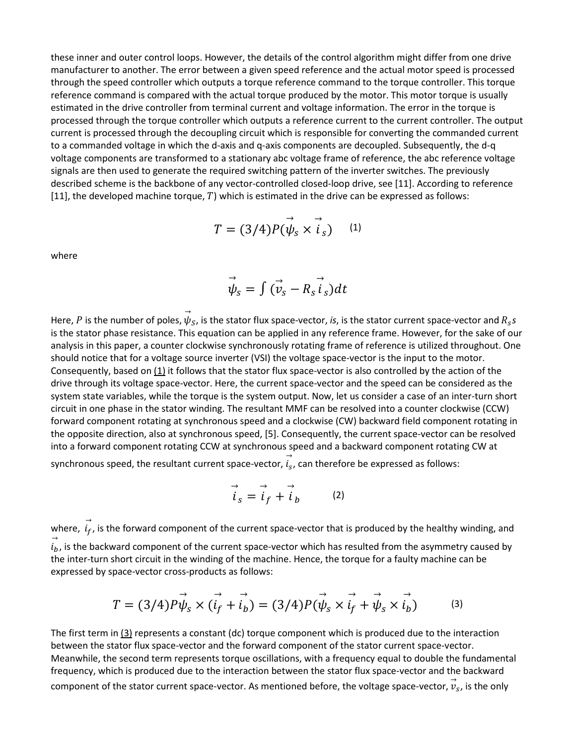these inner and outer control loops. However, the details of the control algorithm might differ from one drive manufacturer to another. The error between a given speed reference and the actual motor speed is processed through the speed controller which outputs a torque reference command to the torque controller. This torque reference command is compared with the actual torque produced by the motor. This motor torque is usually estimated in the drive controller from terminal current and voltage information. The error in the torque is processed through the torque controller which outputs a reference current to the current controller. The output current is processed through the decoupling circuit which is responsible for converting the commanded current to a commanded voltage in which the d-axis and q-axis components are decoupled. Subsequently, the d-q voltage components are transformed to a stationary abc voltage frame of reference, the abc reference voltage signals are then used to generate the required switching pattern of the inverter switches. The previously described scheme is the backbone of any vector-controlled closed-loop drive, see [11]. According to reference [11], the developed machine torque, $T$) which is estimated in the drive can be expressed as follows:

$$T = (3/4)P(\vec{\psi}_s \times \vec{i}_s) \quad (1)$$

where

$$\vec{\psi}_s = \int (\vec{v}_s - R_s \vec{i}_s)dt$$

Here, $P$ is the number of poles, $\vec{\psi}_S$, is the stator flux space-vector, *is*, is the stator current space-vector and $R_s s$ is the stator phase resistance. This equation can be applied in any reference frame. However, for the sake of our analysis in this paper, a counter clockwise synchronously rotating frame of reference is utilized throughout. One should notice that for a voltage source inverter (VSI) the voltage space-vector is the input to the motor. Consequently, based on (1) it follows that the stator flux space-vector is also controlled by the action of the drive through its voltage space-vector. Here, the current space-vector and the speed can be considered as the system state variables, while the torque is the system output. Now, let us consider a case of an inter-turn short circuit in one phase in the stator winding. The resultant MMF can be resolved into a counter clockwise (CCW) forward component rotating at synchronous speed and a clockwise (CW) backward field component rotating in the opposite direction, also at synchronous speed, [5]. Consequently, the current space-vector can be resolved into a forward component rotating CCW at synchronous speed and a backward component rotating CW at synchronous speed, the resultant current space-vector, $\vec{i}_s$, can therefore be expressed as follows:

$$\vec{i}_s = \vec{i}_f + \vec{i}_b \quad (2)$$

where, $\vec{i}_f$, is the forward component of the current space-vector that is produced by the healthy winding, and $\vec{i}_b$, is the backward component of the current space-vector which has resulted from the asymmetry caused by the inter-turn short circuit in the winding of the machine. Hence, the torque for a faulty machine can be expressed by space-vector cross-products as follows:

$$T = (3/4)P\vec{\psi}_s \times (\vec{i}_f + \vec{i}_b) = (3/4)P(\vec{\psi}_s \times \vec{i}_f + \vec{\psi}_s \times \vec{i}_b) \quad (3)$$

The first term in (3) represents a constant (dc) torque component which is produced due to the interaction between the stator flux space-vector and the forward component of the stator current space-vector. Meanwhile, the second term represents torque oscillations, with a frequency equal to double the fundamental frequency, which is produced due to the interaction between the stator flux space-vector and the backward component of the stator current space-vector. As mentioned before, the voltage space-vector, $\vec{v}_s$, is the only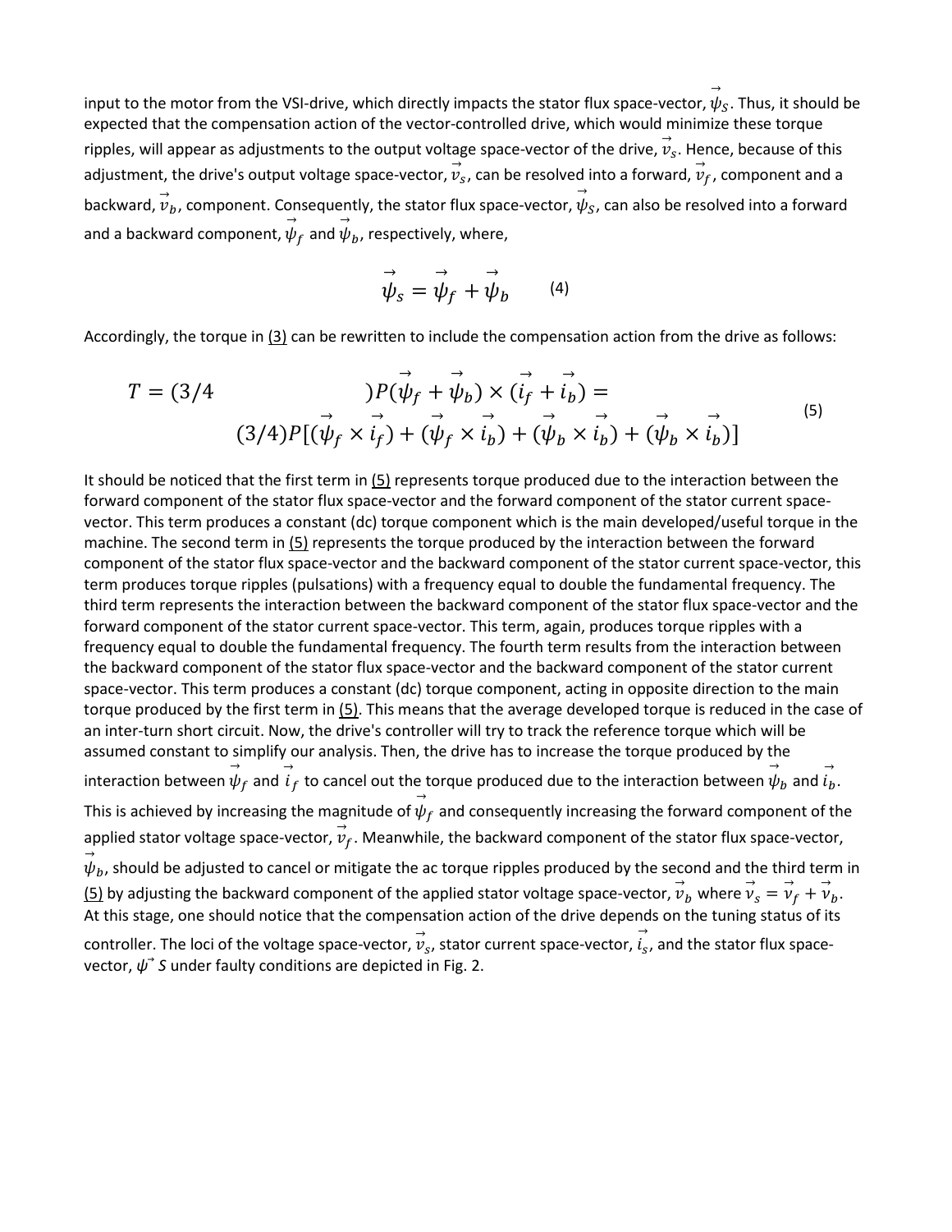input to the motor from the VSI-drive, which directly impacts the stator flux space-vector, $\vec{\psi}_S$. Thus, it should be expected that the compensation action of the vector-controlled drive, which would minimize these torque ripples, will appear as adjustments to the output voltage space-vector of the drive, $\vec{v}_s$. Hence, because of this adjustment, the drive's output voltage space-vector, $\vec{v}_s$, can be resolved into a forward, $\vec{v}_f$, component and a backward, $\vec{v}_b$, component. Consequently, the stator flux space-vector, $\vec{\psi}_S$, can also be resolved into a forward and a backward component, $\vec{\psi}_f$ and $\vec{\psi}_b$, respectively, where,

$$\vec{\psi}_s = \vec{\psi}_f + \vec{\psi}_b \qquad (4)$$

Accordingly, the torque in (3) can be rewritten to include the compensation action from the drive as follows:

$$T = (3/4)P(\vec{\psi}_f + \vec{\psi}_b) \times (\vec{i}_f + \vec{i}_b) = (3/4)P[(\vec{\psi}_f \times \vec{i}_f) + (\vec{\psi}_f \times \vec{i}_b) + (\vec{\psi}_b \times \vec{i}_b) + (\vec{\psi}_b \times \vec{i}_b)] \qquad (5)$$

It should be noticed that the first term in (5) represents torque produced due to the interaction between the forward component of the stator flux space-vector and the forward component of the stator current space-vector. This term produces a constant (dc) torque component which is the main developed/useful torque in the machine. The second term in (5) represents the torque produced by the interaction between the forward component of the stator flux space-vector and the backward component of the stator current space-vector, this term produces torque ripples (pulsations) with a frequency equal to double the fundamental frequency. The third term represents the interaction between the backward component of the stator flux space-vector and the forward component of the stator current space-vector. This term, again, produces torque ripples with a frequency equal to double the fundamental frequency. The fourth term results from the interaction between the backward component of the stator flux space-vector and the backward component of the stator current space-vector. This term produces a constant (dc) torque component, acting in opposite direction to the main torque produced by the first term in (5). This means that the average developed torque is reduced in the case of an inter-turn short circuit. Now, the drive's controller will try to track the reference torque which will be assumed constant to simplify our analysis. Then, the drive has to increase the torque produced by the interaction between $\vec{\psi}_f$ and $\vec{i}_f$ to cancel out the torque produced due to the interaction between $\vec{\psi}_b$ and $\vec{i}_b$. This is achieved by increasing the magnitude of $\vec{\psi}_f$ and consequently increasing the forward component of the applied stator voltage space-vector, $\vec{v}_f$. Meanwhile, the backward component of the stator flux space-vector, $\vec{\psi}_b$, should be adjusted to cancel or mitigate the ac torque ripples produced by the second and the third term in (5) by adjusting the backward component of the applied stator voltage space-vector, $\vec{v}_b$ where $\vec{v}_s = \vec{v}_f + \vec{v}_b$. At this stage, one should notice that the compensation action of the drive depends on the tuning status of its controller. The loci of the voltage space-vector, $\vec{v}_s$, stator current space-vector, $\vec{i}_s$, and the stator flux space-vector, $\vec{\psi}S$ under faulty conditions are depicted in Fig. 2.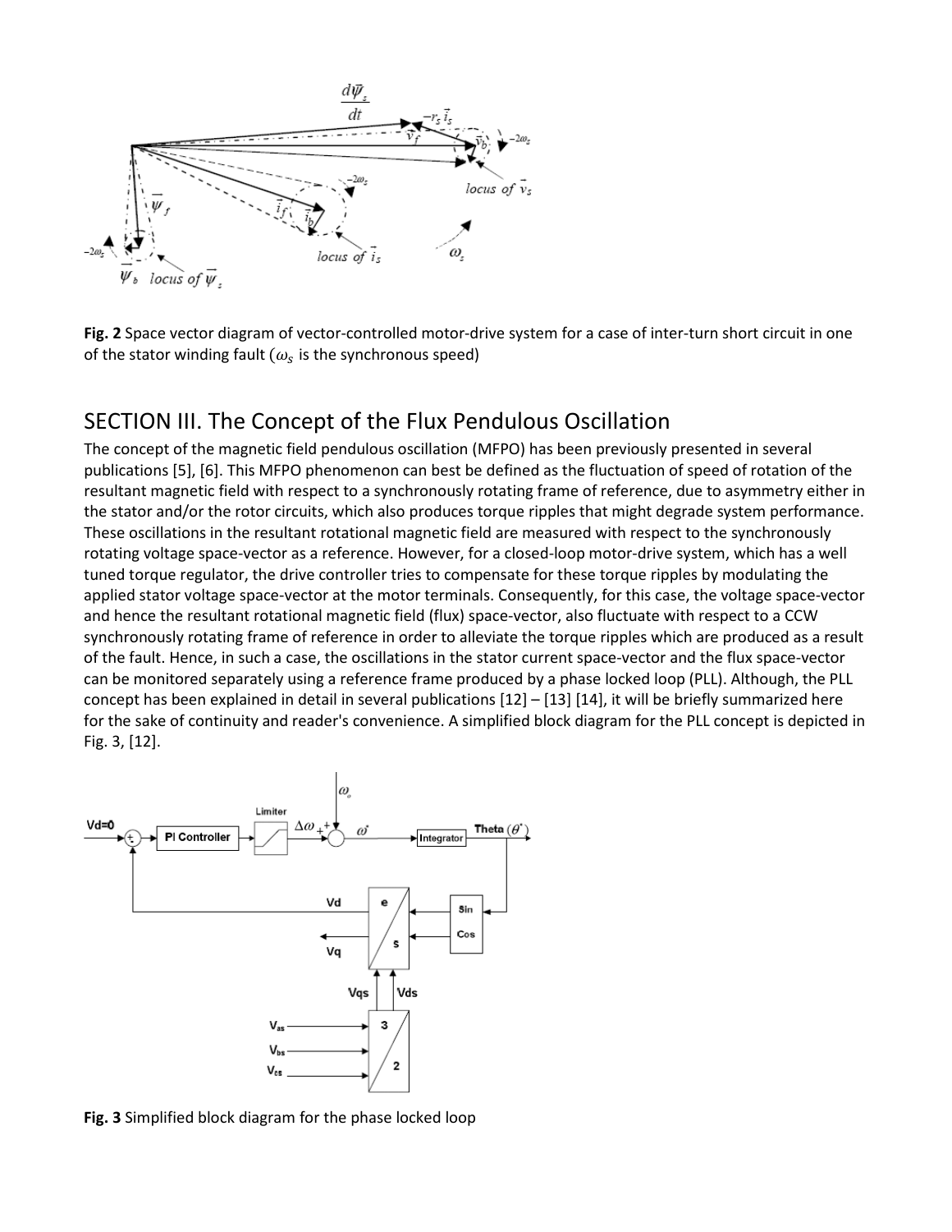**Fig. 2** Space vector diagram of vector-controlled motor-drive system for a case of inter-turn short circuit in one of the stator winding fault ($\omega_s$ is the synchronous speed)

## SECTION III. The Concept of the Flux Pendulous Oscillation

The concept of the magnetic field pendulous oscillation (MFPO) has been previously presented in several publications [5], [6]. This MFPO phenomenon can best be defined as the fluctuation of speed of rotation of the resultant magnetic field with respect to a synchronously rotating frame of reference, due to asymmetry either in the stator and/or the rotor circuits, which also produces torque ripples that might degrade system performance. These oscillations in the resultant rotational magnetic field are measured with respect to the synchronously rotating voltage space-vector as a reference. However, for a closed-loop motor-drive system, which has a well tuned torque regulator, the drive controller tries to compensate for these torque ripples by modulating the applied stator voltage space-vector at the motor terminals. Consequently, for this case, the voltage space-vector and hence the resultant rotational magnetic field (flux) space-vector, also fluctuate with respect to a CCW synchronously rotating frame of reference in order to alleviate the torque ripples which are produced as a result of the fault. Hence, in such a case, the oscillations in the stator current space-vector and the flux space-vector can be monitored separately using a reference frame produced by a phase locked loop (PLL). Although, the PLL concept has been explained in detail in several publications [12] – [13] [14], it will be briefly summarized here for the sake of continuity and reader's convenience. A simplified block diagram for the PLL concept is depicted in Fig. 3, [12].

**Fig. 3** Simplified block diagram for the phase locked loop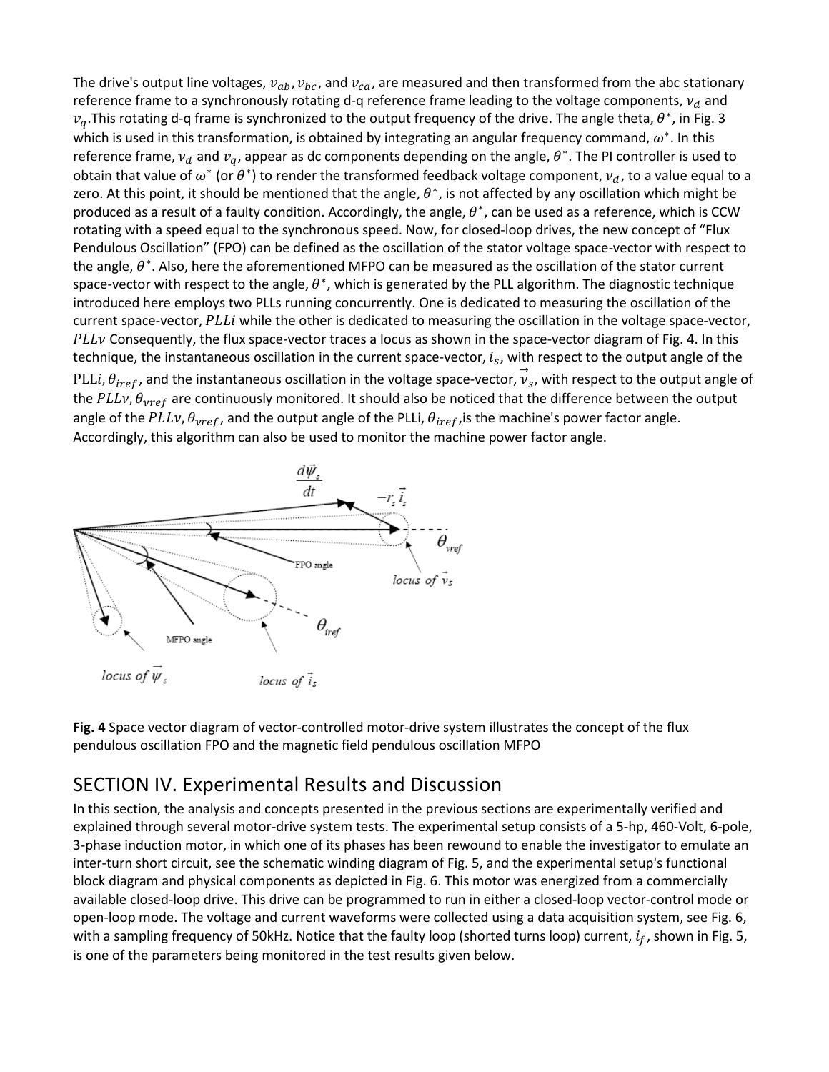The drive's output line voltages, $v_{ab}$, $v_{bc}$, and $v_{ca}$, are measured and then transformed from the abc stationary reference frame to a synchronously rotating d-q reference frame leading to the voltage components, $v_d$ and $v_q$.This rotating d-q frame is synchronized to the output frequency of the drive. The angle theta, $\theta^*$, in Fig. 3 which is used in this transformation, is obtained by integrating an angular frequency command, $\omega^*$. In this reference frame, $v_d$ and $v_q$, appear as dc components depending on the angle, $\theta^*$. The PI controller is used to obtain that value of $\omega^*$ (or $\theta^*$) to render the transformed feedback voltage component, $v_d$, to a value equal to a zero. At this point, it should be mentioned that the angle, $\theta^*$, is not affected by any oscillation which might be produced as a result of a faulty condition. Accordingly, the angle, $\theta^*$, can be used as a reference, which is CCW rotating with a speed equal to the synchronous speed. Now, for closed-loop drives, the new concept of "Flux Pendulous Oscillation" (FPO) can be defined as the oscillation of the stator voltage space-vector with respect to the angle, $\theta^*$. Also, here the aforementioned MFPO can be measured as the oscillation of the stator current space-vector with respect to the angle, $\theta^*$, which is generated by the PLL algorithm. The diagnostic technique introduced here employs two PLLs running concurrently. One is dedicated to measuring the oscillation of the current space-vector, $PLLi$ while the other is dedicated to measuring the oscillation in the voltage space-vector, $PLLv$ Consequently, the flux space-vector traces a locus as shown in the space-vector diagram of Fig. 4. In this technique, the instantaneous oscillation in the current space-vector, $i_s$, with respect to the output angle of the PLLi, $\theta_{iref}$, and the instantaneous oscillation in the voltage space-vector, $\vec{v}_s$, with respect to the output angle of the $PLLv$, $\theta_{vref}$ are continuously monitored. It should also be noticed that the difference between the output angle of the $PLLv$, $\theta_{vref}$, and the output angle of the PLLi, $\theta_{iref}$,is the machine's power factor angle. Accordingly, this algorithm can also be used to monitor the machine power factor angle.

**Fig. 4** Space vector diagram of vector-controlled motor-drive system illustrates the concept of the flux pendulous oscillation FPO and the magnetic field pendulous oscillation MFPO

## SECTION IV. Experimental Results and Discussion

In this section, the analysis and concepts presented in the previous sections are experimentally verified and explained through several motor-drive system tests. The experimental setup consists of a 5-hp, 460-Volt, 6-pole, 3-phase induction motor, in which one of its phases has been rewound to enable the investigator to emulate an inter-turn short circuit, see the schematic winding diagram of Fig. 5, and the experimental setup's functional block diagram and physical components as depicted in Fig. 6. This motor was energized from a commercially available closed-loop drive. This drive can be programmed to run in either a closed-loop vector-control mode or open-loop mode. The voltage and current waveforms were collected using a data acquisition system, see Fig. 6, with a sampling frequency of 50kHz. Notice that the faulty loop (shorted turns loop) current, $i_f$, shown in Fig. 5, is one of the parameters being monitored in the test results given below.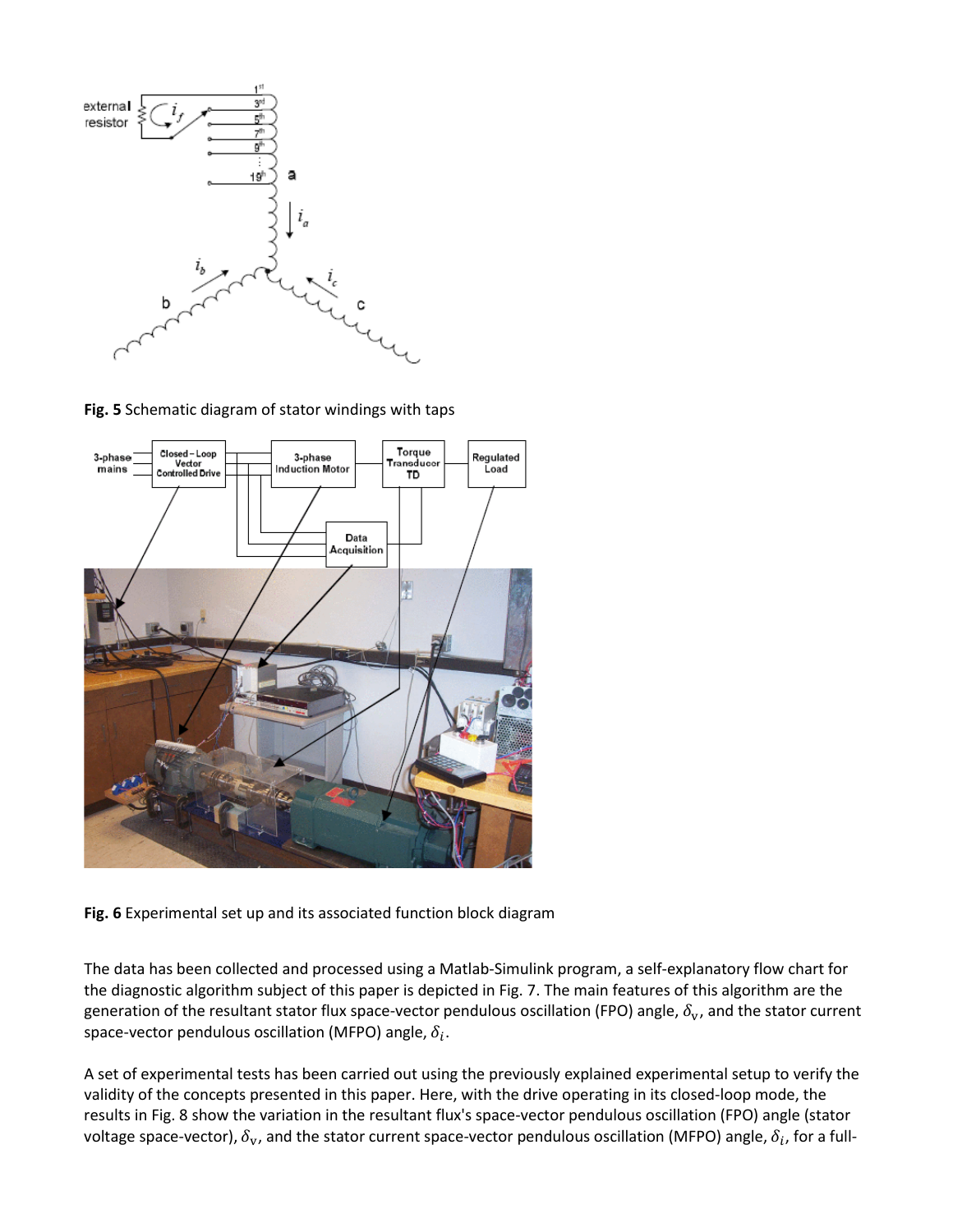**Fig. 5** Schematic diagram of stator windings with taps

**Fig. 6** Experimental set up and its associated function block diagram

The data has been collected and processed using a Matlab-Simulink program, a self-explanatory flow chart for the diagnostic algorithm subject of this paper is depicted in Fig. 7. The main features of this algorithm are the generation of the resultant stator flux space-vector pendulous oscillation (FPO) angle, $\delta_v$, and the stator current space-vector pendulous oscillation (MFPO) angle, $\delta_i$.

A set of experimental tests has been carried out using the previously explained experimental setup to verify the validity of the concepts presented in this paper. Here, with the drive operating in its closed-loop mode, the results in Fig. 8 show the variation in the resultant flux's space-vector pendulous oscillation (FPO) angle (stator voltage space-vector), $\delta_v$, and the stator current space-vector pendulous oscillation (MFPO) angle, $\delta_i$, for a full-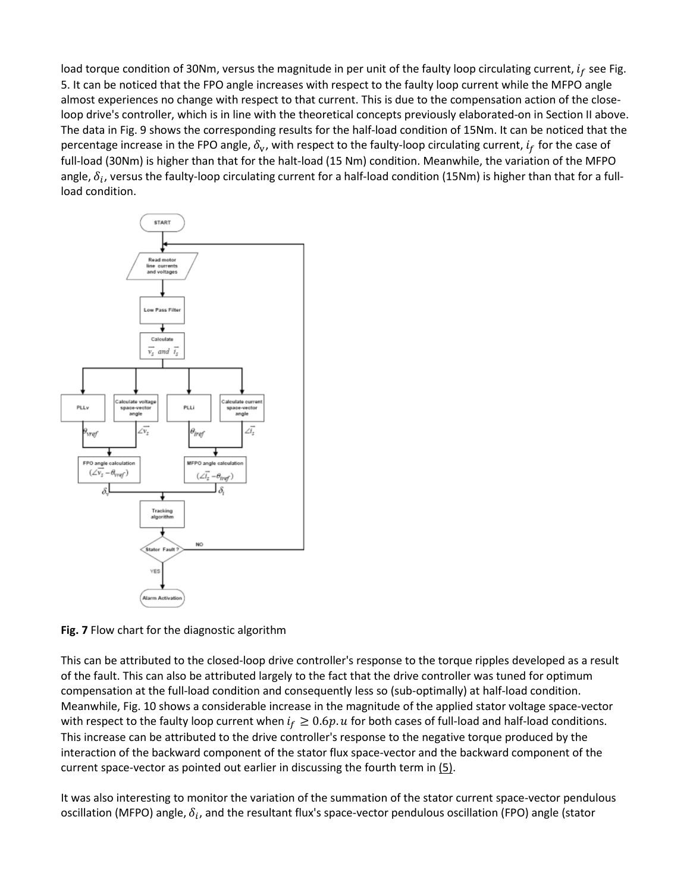load torque condition of 30Nm, versus the magnitude in per unit of the faulty loop circulating current, $i_f$ see Fig. 5. It can be noticed that the FPO angle increases with respect to the faulty loop current while the MFPO angle almost experiences no change with respect to that current. This is due to the compensation action of the close-loop drive's controller, which is in line with the theoretical concepts previously elaborated-on in Section II above. The data in Fig. 9 shows the corresponding results for the half-load condition of 15Nm. It can be noticed that the percentage increase in the FPO angle, $\delta_v$, with respect to the faulty-loop circulating current, $i_f$ for the case of full-load (30Nm) is higher than that for the halt-load (15 Nm) condition. Meanwhile, the variation of the MFPO angle, $\delta_i$, versus the faulty-loop circulating current for a half-load condition (15Nm) is higher than that for a full-load condition.

**Fig. 7** Flow chart for the diagnostic algorithm

This can be attributed to the closed-loop drive controller's response to the torque ripples developed as a result of the fault. This can also be attributed largely to the fact that the drive controller was tuned for optimum compensation at the full-load condition and consequently less so (sub-optimally) at half-load condition. Meanwhile, Fig. 10 shows a considerable increase in the magnitude of the applied stator voltage space-vector with respect to the faulty loop current when $i_f \geq 0.6p.u$ for both cases of full-load and half-load conditions. This increase can be attributed to the drive controller's response to the negative torque produced by the interaction of the backward component of the stator flux space-vector and the backward component of the current space-vector as pointed out earlier in discussing the fourth term in (5).

It was also interesting to monitor the variation of the summation of the stator current space-vector pendulous oscillation (MFPO) angle, $\delta_i$, and the resultant flux's space-vector pendulous oscillation (FPO) angle (stator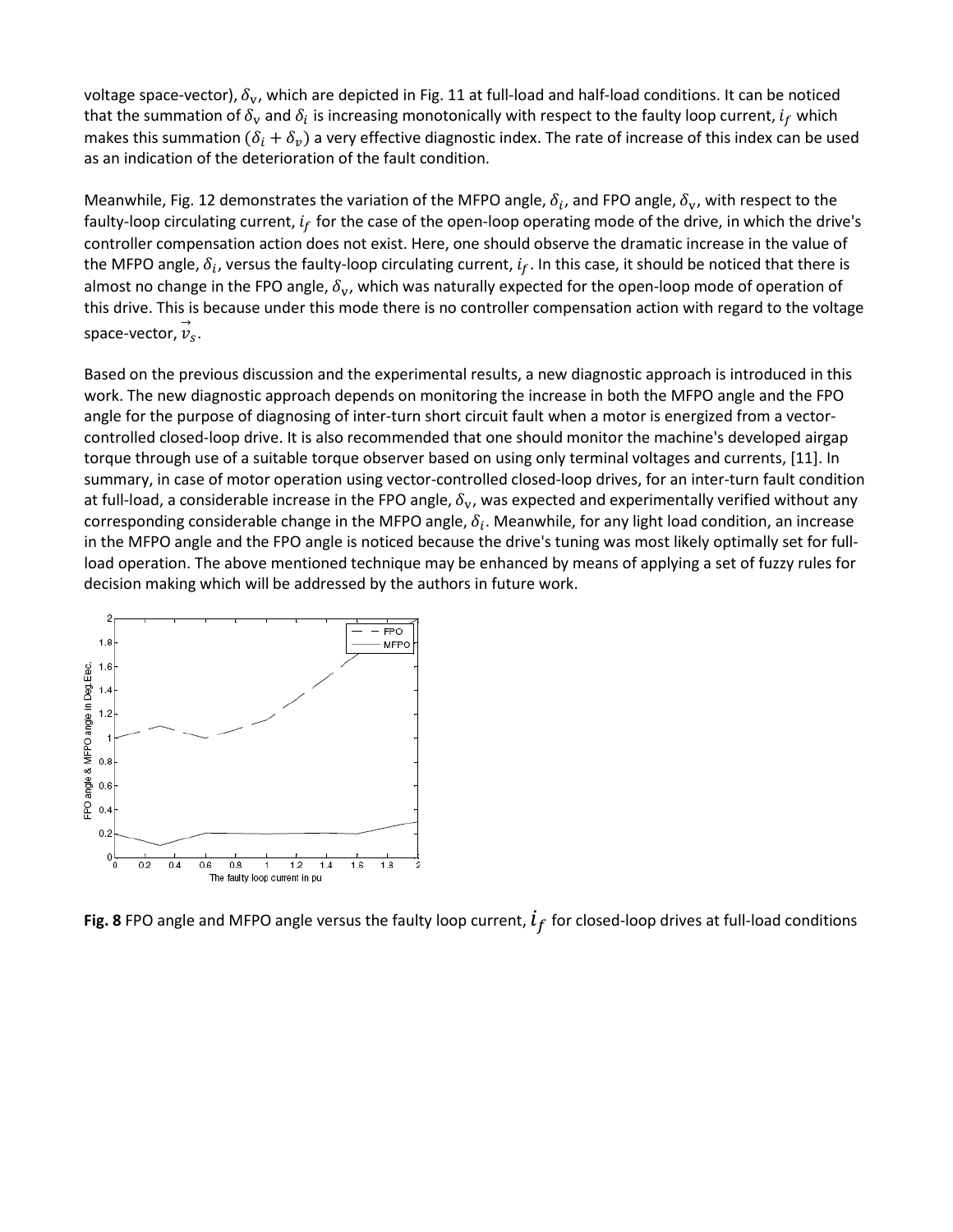voltage space-vector), $\delta_v$, which are depicted in Fig. 11 at full-load and half-load conditions. It can be noticed that the summation of $\delta_v$ and $\delta_i$ is increasing monotonically with respect to the faulty loop current, $i_f$ which makes this summation ($\delta_i + \delta_v$) a very effective diagnostic index. The rate of increase of this index can be used as an indication of the deterioration of the fault condition.

Meanwhile, Fig. 12 demonstrates the variation of the MFPO angle, $\delta_i$, and FPO angle, $\delta_v$, with respect to the faulty-loop circulating current, $i_f$ for the case of the open-loop operating mode of the drive, in which the drive's controller compensation action does not exist. Here, one should observe the dramatic increase in the value of the MFPO angle, $\delta_i$, versus the faulty-loop circulating current, $i_f$. In this case, it should be noticed that there is almost no change in the FPO angle, $\delta_v$, which was naturally expected for the open-loop mode of operation of this drive. This is because under this mode there is no controller compensation action with regard to the voltage space-vector, $\vec{v}_s$.

Based on the previous discussion and the experimental results, a new diagnostic approach is introduced in this work. The new diagnostic approach depends on monitoring the increase in both the MFPO angle and the FPO angle for the purpose of diagnosing of inter-turn short circuit fault when a motor is energized from a vector-controlled closed-loop drive. It is also recommended that one should monitor the machine's developed airgap torque through use of a suitable torque observer based on using only terminal voltages and currents, [11]. In summary, in case of motor operation using vector-controlled closed-loop drives, for an inter-turn fault condition at full-load, a considerable increase in the FPO angle, $\delta_v$, was expected and experimentally verified without any corresponding considerable change in the MFPO angle, $\delta_i$. Meanwhile, for any light load condition, an increase in the MFPO angle and the FPO angle is noticed because the drive's tuning was most likely optimally set for full-load operation. The above mentioned technique may be enhanced by means of applying a set of fuzzy rules for decision making which will be addressed by the authors in future work.

**Fig. 8** FPO angle and MFPO angle versus the faulty loop current, $i_f$ for closed-loop drives at full-load conditions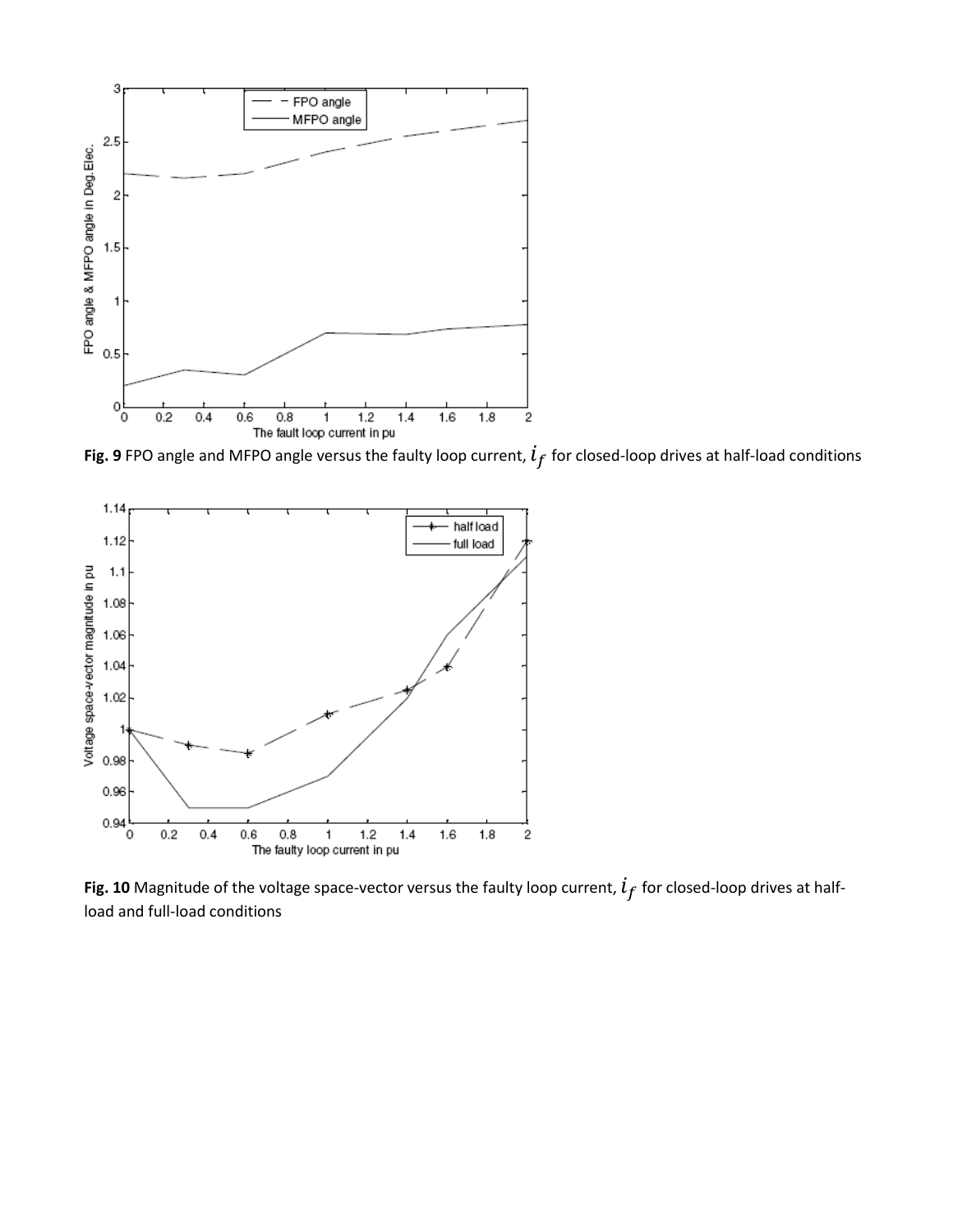**Fig. 9** FPO angle and MFPO angle versus the faulty loop current, $i_f$ for closed-loop drives at half-load conditions

**Fig. 10** Magnitude of the voltage space-vector versus the faulty loop current, $i_f$ for closed-loop drives at half-load and full-load conditions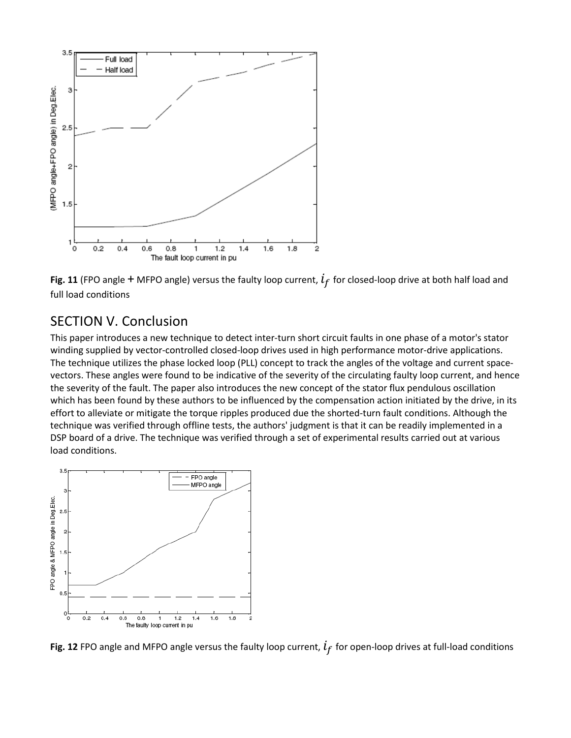**Fig. 11** (FPO angle + MFPO angle) versus the faulty loop current, $i_f$ for closed-loop drive at both half load and full load conditions

## SECTION V. Conclusion

This paper introduces a new technique to detect inter-turn short circuit faults in one phase of a motor's stator winding supplied by vector-controlled closed-loop drives used in high performance motor-drive applications. The technique utilizes the phase locked loop (PLL) concept to track the angles of the voltage and current space-vectors. These angles were found to be indicative of the severity of the circulating faulty loop current, and hence the severity of the fault. The paper also introduces the new concept of the stator flux pendulous oscillation which has been found by these authors to be influenced by the compensation action initiated by the drive, in its effort to alleviate or mitigate the torque ripples produced due the shorted-turn fault conditions. Although the technique was verified through offline tests, the authors' judgment is that it can be readily implemented in a DSP board of a drive. The technique was verified through a set of experimental results carried out at various load conditions.

**Fig. 12** FPO angle and MFPO angle versus the faulty loop current, $i_f$ for open-loop drives at full-load conditions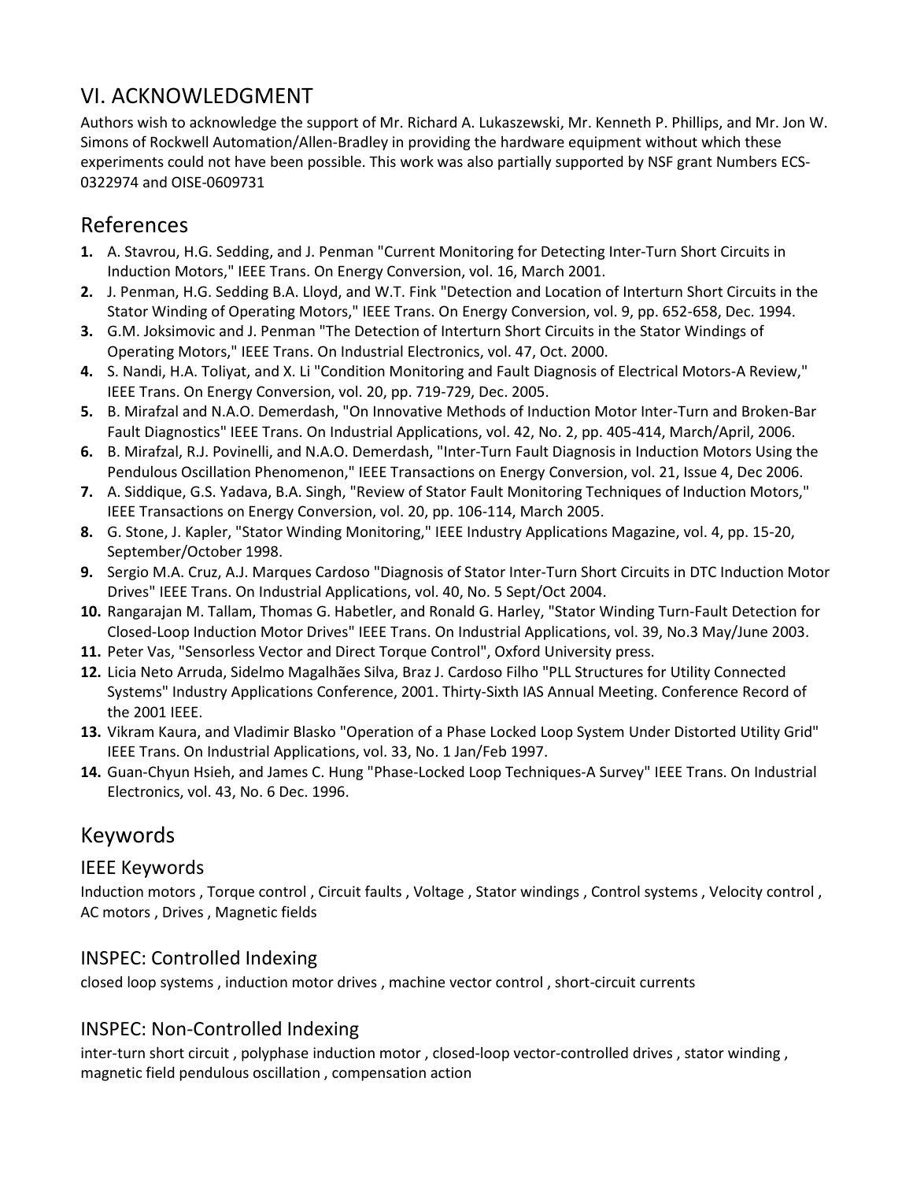## VI. ACKNOWLEDGMENT

Authors wish to acknowledge the support of Mr. Richard A. Lukaszewski, Mr. Kenneth P. Phillips, and Mr. Jon W. Simons of Rockwell Automation/Allen-Bradley in providing the hardware equipment without which these experiments could not have been possible. This work was also partially supported by NSF grant Numbers ECS-0322974 and OISE-0609731

## References

1. A. Stavrou, H.G. Sedding, and J. Penman "Current Monitoring for Detecting Inter-Turn Short Circuits in Induction Motors," IEEE Trans. On Energy Conversion, vol. 16, March 2001.
2. J. Penman, H.G. Sedding B.A. Lloyd, and W.T. Fink "Detection and Location of Interturn Short Circuits in the Stator Winding of Operating Motors," IEEE Trans. On Energy Conversion, vol. 9, pp. 652-658, Dec. 1994.
3. G.M. Joksimovic and J. Penman "The Detection of Interturn Short Circuits in the Stator Windings of Operating Motors," IEEE Trans. On Industrial Electronics, vol. 47, Oct. 2000.
4. S. Nandi, H.A. Toliyat, and X. Li "Condition Monitoring and Fault Diagnosis of Electrical Motors-A Review," IEEE Trans. On Energy Conversion, vol. 20, pp. 719-729, Dec. 2005.
5. B. Mirafzal and N.A.O. Demerdash, "On Innovative Methods of Induction Motor Inter-Turn and Broken-Bar Fault Diagnostics" IEEE Trans. On Industrial Applications, vol. 42, No. 2, pp. 405-414, March/April, 2006.
6. B. Mirafzal, R.J. Povinelli, and N.A.O. Demerdash, "Inter-Turn Fault Diagnosis in Induction Motors Using the Pendulous Oscillation Phenomenon," IEEE Transactions on Energy Conversion, vol. 21, Issue 4, Dec 2006.
7. A. Siddique, G.S. Yadava, B.A. Singh, "Review of Stator Fault Monitoring Techniques of Induction Motors," IEEE Transactions on Energy Conversion, vol. 20, pp. 106-114, March 2005.
8. G. Stone, J. Kapler, "Stator Winding Monitoring," IEEE Industry Applications Magazine, vol. 4, pp. 15-20, September/October 1998.
9. Sergio M.A. Cruz, A.J. Marques Cardoso "Diagnosis of Stator Inter-Turn Short Circuits in DTC Induction Motor Drives" IEEE Trans. On Industrial Applications, vol. 40, No. 5 Sept/Oct 2004.
10. Rangarajan M. Tallam, Thomas G. Habetler, and Ronald G. Harley, "Stator Winding Turn-Fault Detection for Closed-Loop Induction Motor Drives" IEEE Trans. On Industrial Applications, vol. 39, No.3 May/June 2003.
11. Peter Vas, "Sensorless Vector and Direct Torque Control", Oxford University press.
12. Licia Neto Arruda, Sidelmo Magalhães Silva, Braz J. Cardoso Filho "PLL Structures for Utility Connected Systems" Industry Applications Conference, 2001. Thirty-Sixth IAS Annual Meeting. Conference Record of the 2001 IEEE.
13. Vikram Kaura, and Vladimir Blasko "Operation of a Phase Locked Loop System Under Distorted Utility Grid" IEEE Trans. On Industrial Applications, vol. 33, No. 1 Jan/Feb 1997.
14. Guan-Chyun Hsieh, and James C. Hung "Phase-Locked Loop Techniques-A Survey" IEEE Trans. On Industrial Electronics, vol. 43, No. 6 Dec. 1996.

## Keywords

### IEEE Keywords

Induction motors , Torque control , Circuit faults , Voltage , Stator windings , Control systems , Velocity control , AC motors , Drives , Magnetic fields

### INSPEC: Controlled Indexing

closed loop systems , induction motor drives , machine vector control , short-circuit currents

### INSPEC: Non-Controlled Indexing

inter-turn short circuit , polyphase induction motor , closed-loop vector-controlled drives , stator winding , magnetic field pendulous oscillation , compensation action